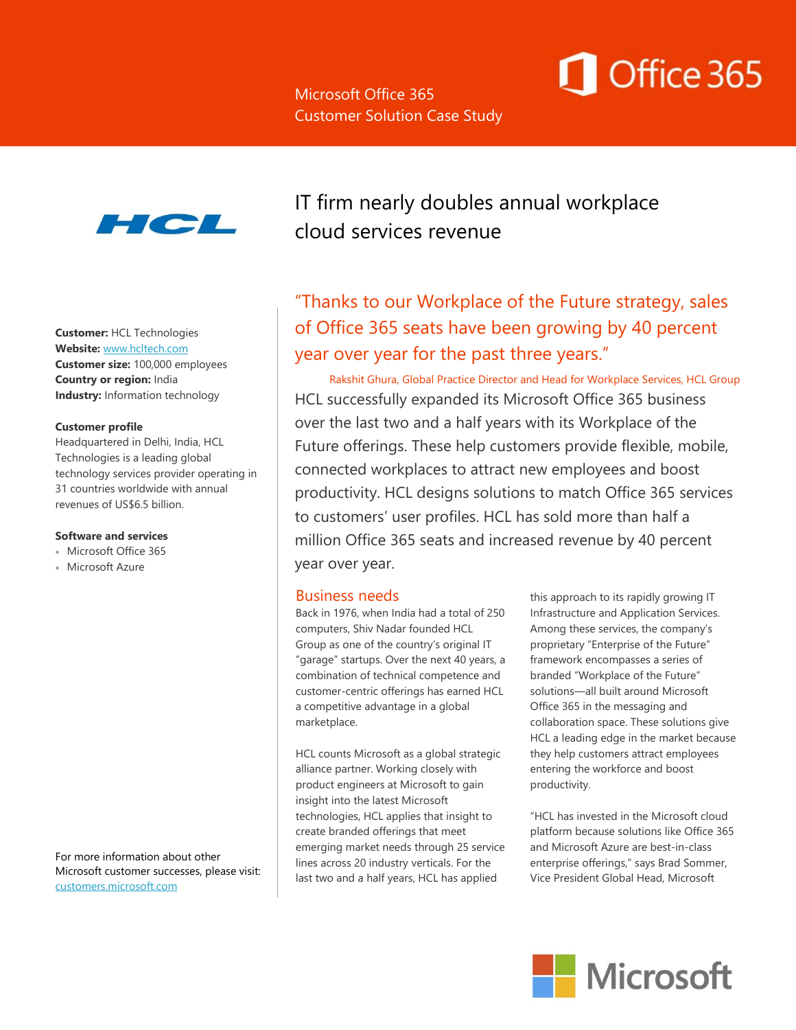Microsoft Office 365
Customer Solution Case Study

# IT firm nearly doubles annual workplace cloud services revenue

**Customer:** HCL Technologies
**Website:** www.hcltech.com
**Customer size:** 100,000 employees
**Country or region:** India
**Industry:** Information technology

**Customer profile**
Headquartered in Delhi, India, HCL Technologies is a leading global technology services provider operating in 31 countries worldwide with annual revenues of US$6.5 billion.

**Software and services**
- Microsoft Office 365
- Microsoft Azure

For more information about other Microsoft customer successes, please visit: customers.microsoft.com

"Thanks to our Workplace of the Future strategy, sales of Office 365 seats have been growing by 40 percent year over year for the past three years."

Rakshit Ghura, Global Practice Director and Head for Workplace Services, HCL Group

HCL successfully expanded its Microsoft Office 365 business over the last two and a half years with its Workplace of the Future offerings. These help customers provide flexible, mobile, connected workplaces to attract new employees and boost productivity. HCL designs solutions to match Office 365 services to customers' user profiles. HCL has sold more than half a million Office 365 seats and increased revenue by 40 percent year over year.

## Business needs

Back in 1976, when India had a total of 250 computers, Shiv Nadar founded HCL Group as one of the country's original IT "garage" startups. Over the next 40 years, a combination of technical competence and customer-centric offerings has earned HCL a competitive advantage in a global marketplace.

HCL counts Microsoft as a global strategic alliance partner. Working closely with product engineers at Microsoft to gain insight into the latest Microsoft technologies, HCL applies that insight to create branded offerings that meet emerging market needs through 25 service lines across 20 industry verticals. For the last two and a half years, HCL has applied this approach to its rapidly growing IT Infrastructure and Application Services. Among these services, the company's proprietary "Enterprise of the Future" framework encompasses a series of branded "Workplace of the Future" solutions—all built around Microsoft Office 365 in the messaging and collaboration space. These solutions give HCL a leading edge in the market because they help customers attract employees entering the workforce and boost productivity.

"HCL has invested in the Microsoft cloud platform because solutions like Office 365 and Microsoft Azure are best-in-class enterprise offerings," says Brad Sommer, Vice President Global Head, Microsoft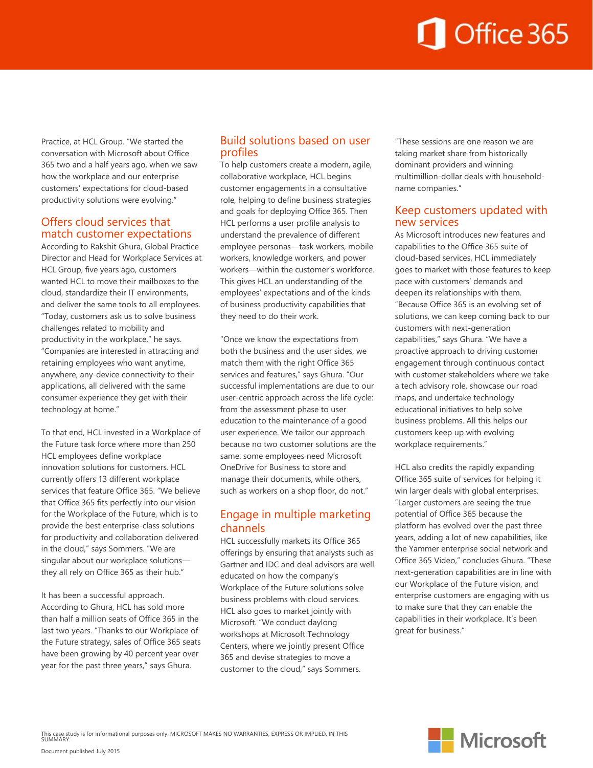Practice, at HCL Group. "We started the conversation with Microsoft about Office 365 two and a half years ago, when we saw how the workplace and our enterprise customers' expectations for cloud-based productivity solutions were evolving."

## Offers cloud services that match customer expectations

According to Rakshit Ghura, Global Practice Director and Head for Workplace Services at HCL Group, five years ago, customers wanted HCL to move their mailboxes to the cloud, standardize their IT environments, and deliver the same tools to all employees. "Today, customers ask us to solve business challenges related to mobility and productivity in the workplace," he says. "Companies are interested in attracting and retaining employees who want anytime, anywhere, any-device connectivity to their applications, all delivered with the same consumer experience they get with their technology at home."

To that end, HCL invested in a Workplace of the Future task force where more than 250 HCL employees define workplace innovation solutions for customers. HCL currently offers 13 different workplace services that feature Office 365. "We believe that Office 365 fits perfectly into our vision for the Workplace of the Future, which is to provide the best enterprise-class solutions for productivity and collaboration delivered in the cloud," says Sommers. "We are singular about our workplace solutions—they all rely on Office 365 as their hub."

It has been a successful approach. According to Ghura, HCL has sold more than half a million seats of Office 365 in the last two years. "Thanks to our Workplace of the Future strategy, sales of Office 365 seats have been growing by 40 percent year over year for the past three years," says Ghura.

## Build solutions based on user profiles

To help customers create a modern, agile, collaborative workplace, HCL begins customer engagements in a consultative role, helping to define business strategies and goals for deploying Office 365. Then HCL performs a user profile analysis to understand the prevalence of different employee personas—task workers, mobile workers, knowledge workers, and power workers—within the customer's workforce. This gives HCL an understanding of the employees' expectations and of the kinds of business productivity capabilities that they need to do their work.

"Once we know the expectations from both the business and the user sides, we match them with the right Office 365 services and features," says Ghura. "Our successful implementations are due to our user-centric approach across the life cycle: from the assessment phase to user education to the maintenance of a good user experience. We tailor our approach because no two customer solutions are the same: some employees need Microsoft OneDrive for Business to store and manage their documents, while others, such as workers on a shop floor, do not."

## Engage in multiple marketing channels

HCL successfully markets its Office 365 offerings by ensuring that analysts such as Gartner and IDC and deal advisors are well educated on how the company's Workplace of the Future solutions solve business problems with cloud services. HCL also goes to market jointly with Microsoft. "We conduct daylong workshops at Microsoft Technology Centers, where we jointly present Office 365 and devise strategies to move a customer to the cloud," says Sommers.

"These sessions are one reason we are taking market share from historically dominant providers and winning multimillion-dollar deals with household-name companies."

## Keep customers updated with new services

As Microsoft introduces new features and capabilities to the Office 365 suite of cloud-based services, HCL immediately goes to market with those features to keep pace with customers' demands and deepen its relationships with them. "Because Office 365 is an evolving set of solutions, we can keep coming back to our customers with next-generation capabilities," says Ghura. "We have a proactive approach to driving customer engagement through continuous contact with customer stakeholders where we take a tech advisory role, showcase our road maps, and undertake technology educational initiatives to help solve business problems. All this helps our customers keep up with evolving workplace requirements."

HCL also credits the rapidly expanding Office 365 suite of services for helping it win larger deals with global enterprises. "Larger customers are seeing the true potential of Office 365 because the platform has evolved over the past three years, adding a lot of new capabilities, like the Yammer enterprise social network and Office 365 Video," concludes Ghura. "These next-generation capabilities are in line with our Workplace of the Future vision, and enterprise customers are engaging with us to make sure that they can enable the capabilities in their workplace. It's been great for business."

This case study is for informational purposes only. MICROSOFT MAKES NO WARRANTIES, EXPRESS OR IMPLIED, IN THIS SUMMARY.

Document published July 2015